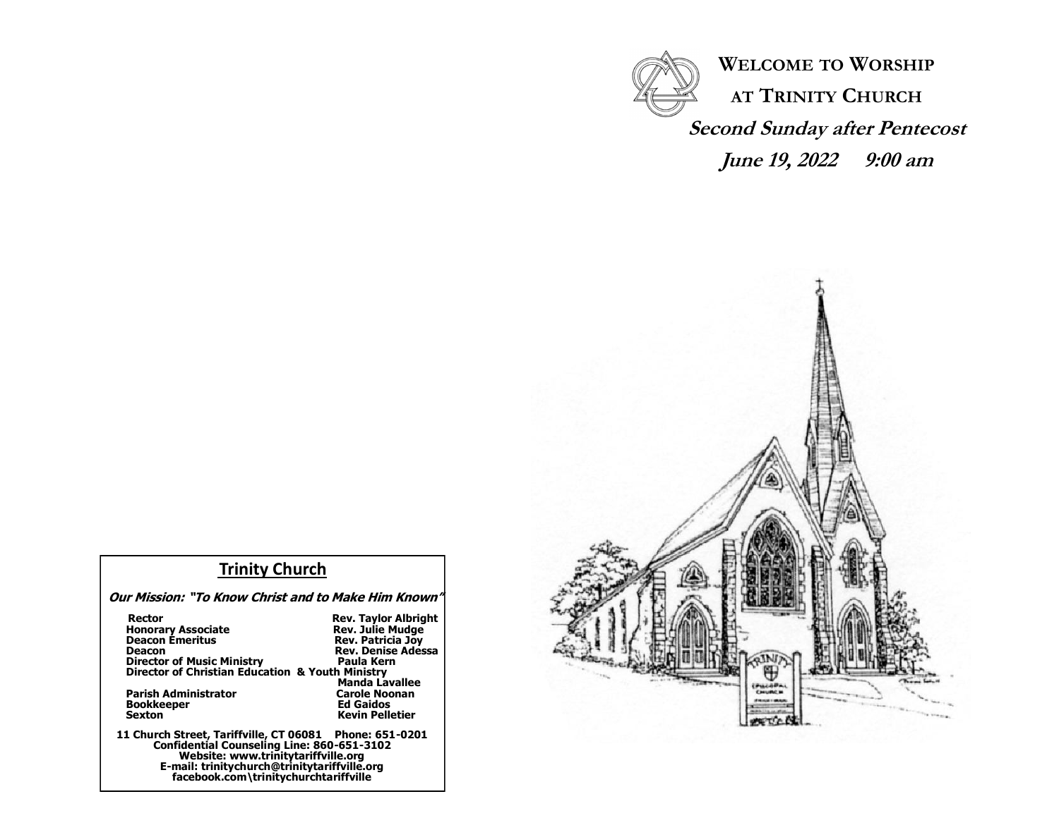# WELCOME TO WORSHIP AT TRINITY CHURCH

## *Second Sunday after Pentecost*

## *June 19, 2022    9:00 am*

## Trinity Church

***Our Mission: "To Know Christ and to Make Him Known"***

| | |
|---|---|
| **Rector** | **Rev. Taylor Albright** |
| **Honorary Associate** | **Rev. Julie Mudge** |
| **Deacon Emeritus** | **Rev. Patricia Joy** |
| **Deacon** | **Rev. Denise Adessa** |
| **Director of Music Ministry** | **Paula Kern** |
| **Director of Christian Education & Youth Ministry** | **Manda Lavallee** |
| **Parish Administrator** | **Carole Noonan** |
| **Bookkeeper** | **Ed Gaidos** |
| **Sexton** | **Kevin Pelletier** |

**11 Church Street, Tariffville, CT 06081    Phone: 651-0201**
**Confidential Counseling Line: 860-651-3102**
**Website: www.trinitytariffville.org**
**E-mail: trinitychurch@trinitytariffville.org**
**facebook.com\trinitychurchtariffville**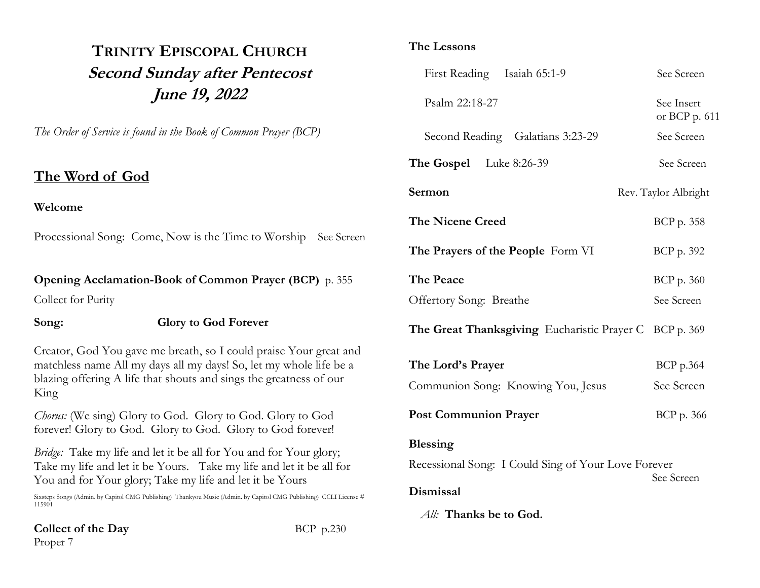# TRINITY EPISCOPAL CHURCH
## *Second Sunday after Pentecost*
## *June 19, 2022*

*The Order of Service is found in the Book of Common Prayer (BCP)*

## The Word of God

**Welcome**

Processional Song: Come, Now is the Time to Worship See Screen

**Opening Acclamation-Book of Common Prayer (BCP)** p. 355

Collect for Purity

**Song: Glory to God Forever**

Creator, God You gave me breath, so I could praise Your great and matchless name All my days all my days! So, let my whole life be a blazing offering A life that shouts and sings the greatness of our King

*Chorus:* (We sing) Glory to God. Glory to God. Glory to God forever! Glory to God. Glory to God. Glory to God forever!

*Bridge:* Take my life and let it be all for You and for Your glory; Take my life and let it be Yours. Take my life and let it be all for You and for Your glory; Take my life and let it be Yours

Sixsteps Songs (Admin. by Capitol CMG Publishing) Thankyou Music (Admin. by Capitol CMG Publishing) CCLI License # 115901

**Collect of the Day** BCP p.230
Proper 7

**The Lessons**

First Reading Isaiah 65:1-9 See Screen

Psalm 22:18-27 See Insert or BCP p. 611

Second Reading Galatians 3:23-29 See Screen

**The Gospel** Luke 8:26-39 See Screen

**Sermon** Rev. Taylor Albright

**The Nicene Creed** BCP p. 358

**The Prayers of the People** Form VI BCP p. 392

**The Peace** BCP p. 360

Offertory Song: Breathe See Screen

**The Great Thanksgiving** Eucharistic Prayer C BCP p. 369

**The Lord's Prayer** BCP p.364

Communion Song: Knowing You, Jesus See Screen

**Post Communion Prayer** BCP p. 366

**Blessing**

Recessional Song: I Could Sing of Your Love Forever See Screen

**Dismissal**

*All:* **Thanks be to God.**